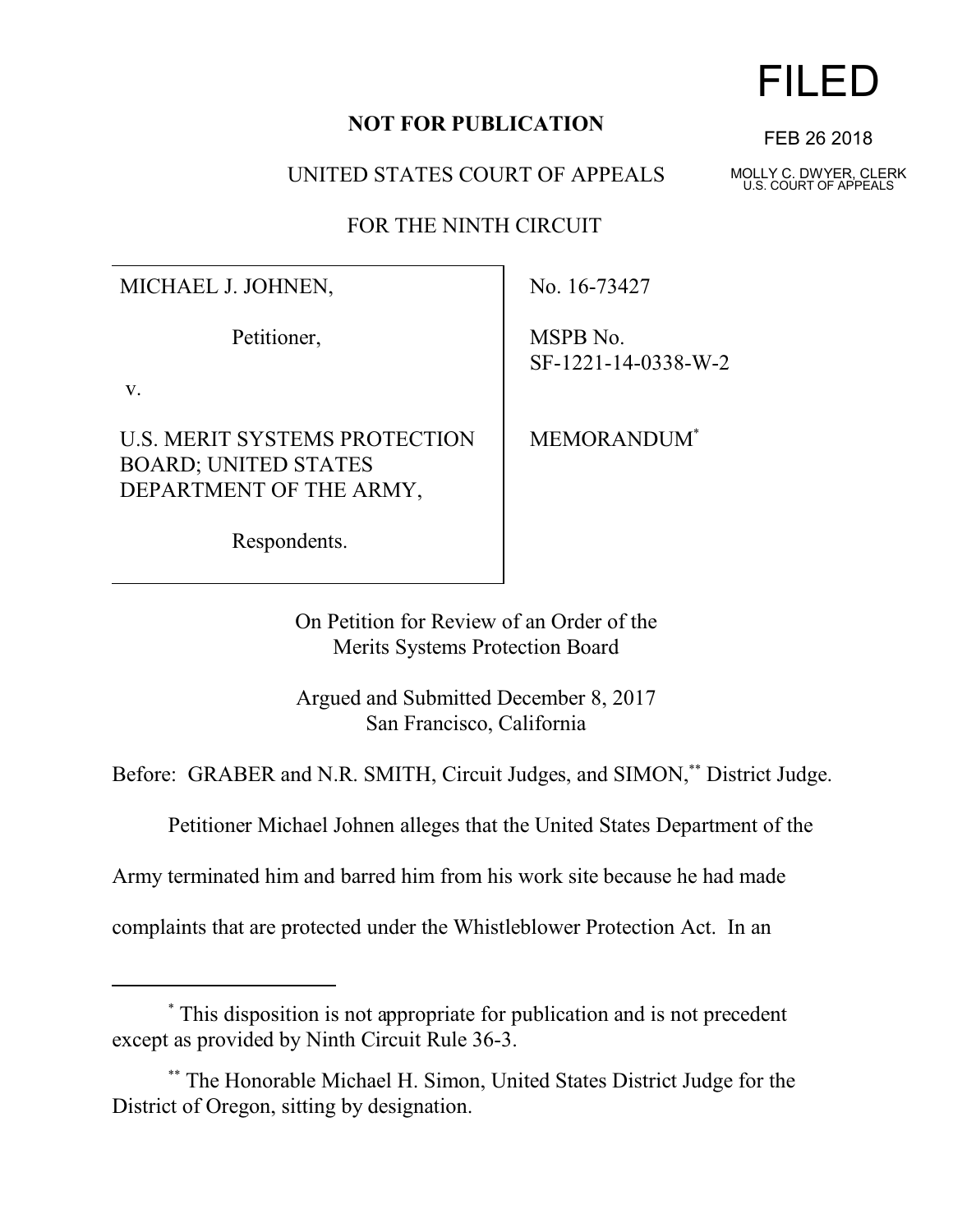FILED

FEB 26 2018

MOLLY C. DWYER, CLERK
U.S. COURT OF APPEALS

**NOT FOR PUBLICATION**

UNITED STATES COURT OF APPEALS

FOR THE NINTH CIRCUIT

| | |
|---|---|
| MICHAEL J. JOHNEN,<br><br>Petitioner,<br><br>v.<br><br>U.S. MERIT SYSTEMS PROTECTION BOARD; UNITED STATES DEPARTMENT OF THE ARMY,<br><br>Respondents. | No. 16-73427<br><br>MSPB No. SF-1221-14-0338-W-2<br><br>MEMORANDUM[*] |

On Petition for Review of an Order of the Merits Systems Protection Board

Argued and Submitted December 8, 2017
San Francisco, California

Before: GRABER and N.R. SMITH, Circuit Judges, and SIMON,[**] District Judge.

Petitioner Michael Johnen alleges that the United States Department of the Army terminated him and barred him from his work site because he had made complaints that are protected under the Whistleblower Protection Act. In an

---

[*] This disposition is not appropriate for publication and is not precedent except as provided by Ninth Circuit Rule 36-3.

[**] The Honorable Michael H. Simon, United States District Judge for the District of Oregon, sitting by designation.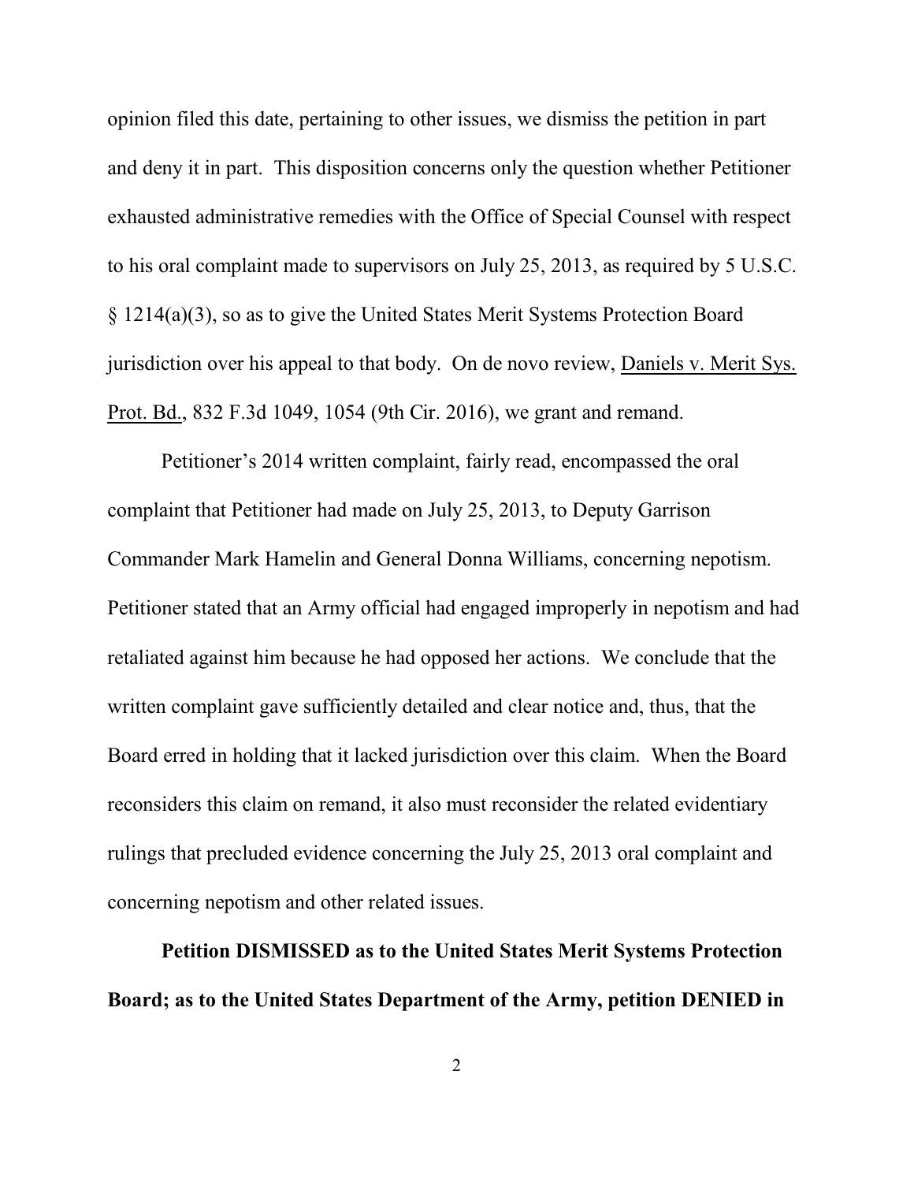opinion filed this date, pertaining to other issues, we dismiss the petition in part and deny it in part. This disposition concerns only the question whether Petitioner exhausted administrative remedies with the Office of Special Counsel with respect to his oral complaint made to supervisors on July 25, 2013, as required by 5 U.S.C. § 1214(a)(3), so as to give the United States Merit Systems Protection Board jurisdiction over his appeal to that body. On de novo review, Daniels v. Merit Sys. Prot. Bd., 832 F.3d 1049, 1054 (9th Cir. 2016), we grant and remand.

Petitioner's 2014 written complaint, fairly read, encompassed the oral complaint that Petitioner had made on July 25, 2013, to Deputy Garrison Commander Mark Hamelin and General Donna Williams, concerning nepotism. Petitioner stated that an Army official had engaged improperly in nepotism and had retaliated against him because he had opposed her actions. We conclude that the written complaint gave sufficiently detailed and clear notice and, thus, that the Board erred in holding that it lacked jurisdiction over this claim. When the Board reconsiders this claim on remand, it also must reconsider the related evidentiary rulings that precluded evidence concerning the July 25, 2013 oral complaint and concerning nepotism and other related issues.

**Petition DISMISSED as to the United States Merit Systems Protection Board; as to the United States Department of the Army, petition DENIED in**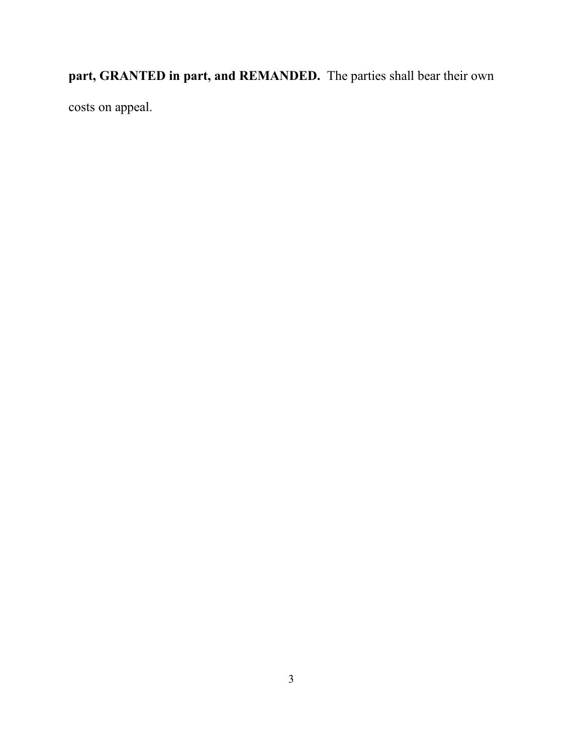**part, GRANTED in part, and REMANDED.** The parties shall bear their own costs on appeal.